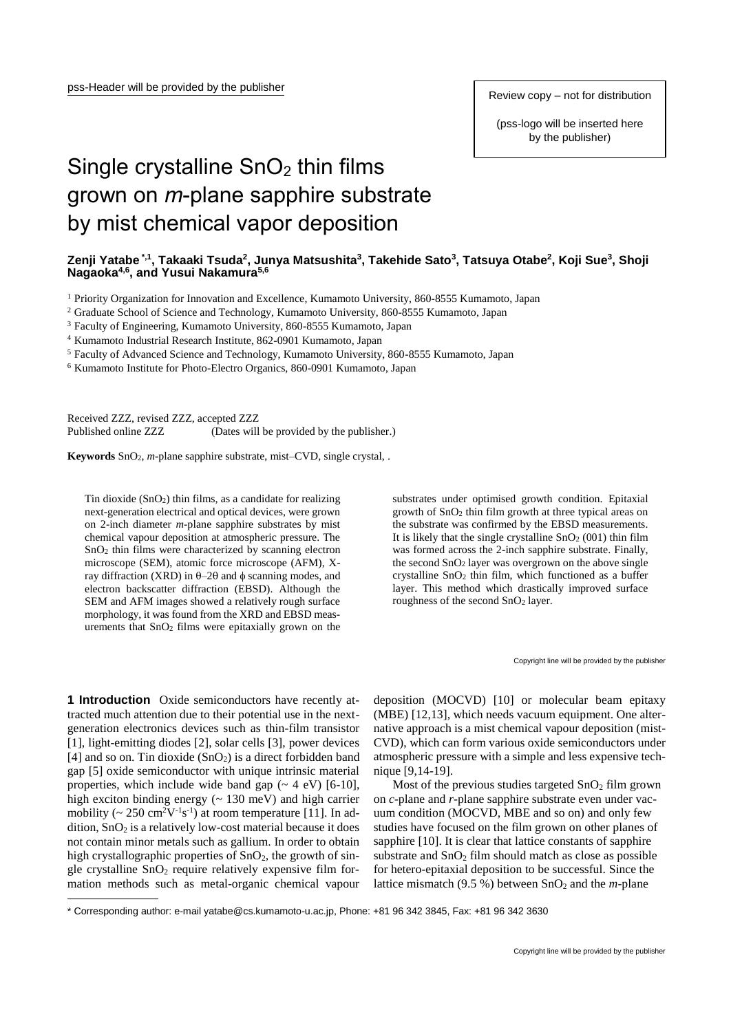# Single crystalline $SnO_2$ thin films grown on *m*-plane sapphire substrate by mist chemical vapor deposition

**Zenji Yatabe** [*,1], **Takaaki Tsuda**[2], **Junya Matsushita**[3], **Takehide Sato**[3], **Tatsuya Otabe**[2], **Koji Sue**[3], **Shoji Nagaoka**[4,6], **and Yusui Nakamura**[5,6]

[1] Priority Organization for Innovation and Excellence, Kumamoto University, 860-8555 Kumamoto, Japan

[2] Graduate School of Science and Technology, Kumamoto University, 860-8555 Kumamoto, Japan

[3] Faculty of Engineering, Kumamoto University, 860-8555 Kumamoto, Japan

[4] Kumamoto Industrial Research Institute, 862-0901 Kumamoto, Japan

[5] Faculty of Advanced Science and Technology, Kumamoto University, 860-8555 Kumamoto, Japan

[6] Kumamoto Institute for Photo-Electro Organics, 860-0901 Kumamoto, Japan

Received ZZZ, revised ZZZ, accepted ZZZ
Published online ZZZ (Dates will be provided by the publisher.)

**Keywords** $SnO_2$, *m*-plane sapphire substrate, mist–CVD, single crystal, .

Tin dioxide ($SnO_2$) thin films, as a candidate for realizing next-generation electrical and optical devices, were grown on 2-inch diameter *m*-plane sapphire substrates by mist chemical vapour deposition at atmospheric pressure. The $SnO_2$ thin films were characterized by scanning electron microscope (SEM), atomic force microscope (AFM), X-ray diffraction (XRD) in θ–2θ and ϕ scanning modes, and electron backscatter diffraction (EBSD). Although the SEM and AFM images showed a relatively rough surface morphology, it was found from the XRD and EBSD measurements that $SnO_2$ films were epitaxially grown on the substrates under optimised growth condition. Epitaxial growth of $SnO_2$ thin film growth at three typical areas on the substrate was confirmed by the EBSD measurements. It is likely that the single crystalline $SnO_2$ (001) thin film was formed across the 2-inch sapphire substrate. Finally, the second $SnO_2$ layer was overgrown on the above single crystalline $SnO_2$ thin film, which functioned as a buffer layer. This method which drastically improved surface roughness of the second $SnO_2$ layer.

## 1 Introduction

Oxide semiconductors have recently attracted much attention due to their potential use in the next-generation electronics devices such as thin-film transistor [1], light-emitting diodes [2], solar cells [3], power devices [4] and so on. Tin dioxide ($SnO_2$) is a direct forbidden band gap [5] oxide semiconductor with unique intrinsic material properties, which include wide band gap (~ 4 eV) [6-10], high exciton binding energy (~ 130 meV) and high carrier mobility (~ 250 $cm^2V^{-1}s^{-1}$) at room temperature [11]. In addition, $SnO_2$ is a relatively low-cost material because it does not contain minor metals such as gallium. In order to obtain high crystallographic properties of $SnO_2$, the growth of single crystalline $SnO_2$ require relatively expensive film formation methods such as metal-organic chemical vapour deposition (MOCVD) [10] or molecular beam epitaxy (MBE) [12,13], which needs vacuum equipment. One alternative approach is a mist chemical vapour deposition (mist-CVD), which can form various oxide semiconductors under atmospheric pressure with a simple and less expensive technique [9,14-19].

Most of the previous studies targeted $SnO_2$ film grown on *c*-plane and *r*-plane sapphire substrate even under vacuum condition (MOCVD, MBE and so on) and only few studies have focused on the film grown on other planes of sapphire [10]. It is clear that lattice constants of sapphire substrate and $SnO_2$ film should match as close as possible for hetero-epitaxial deposition to be successful. Since the lattice mismatch (9.5 %) between $SnO_2$ and the *m*-plane

\* Corresponding author: e-mail yatabe@cs.kumamoto-u.ac.jp, Phone: +81 96 342 3845, Fax: +81 96 342 3630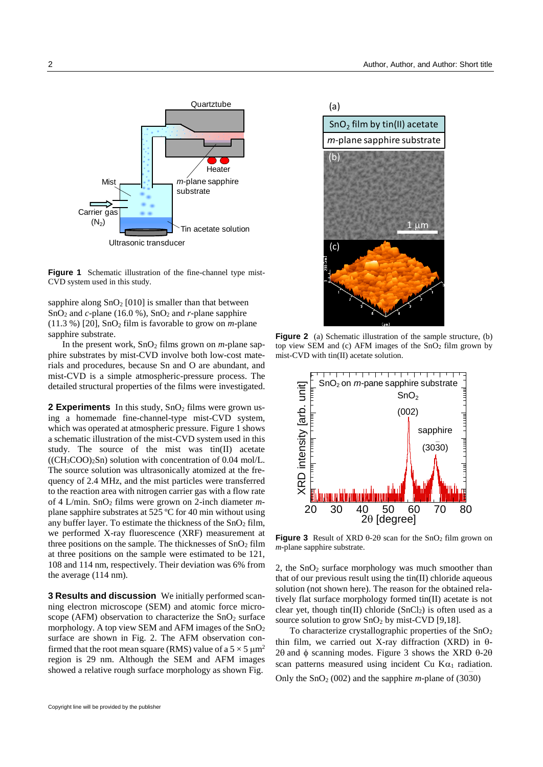**Figure 1** Schematic illustration of the fine-channel type mist-CVD system used in this study.

sapphire along $SnO_2$ [010] is smaller than that between $SnO_2$ and *c*-plane (16.0 %), $SnO_2$ and *r*-plane sapphire (11.3 %) [20], $SnO_2$ film is favorable to grow on *m*-plane sapphire substrate.

In the present work, $SnO_2$ films grown on *m*-plane sapphire substrates by mist-CVD involve both low-cost materials and procedures, because Sn and O are abundant, and mist-CVD is a simple atmospheric-pressure process. The detailed structural properties of the films were investigated.

**2 Experiments** In this study, $SnO_2$ films were grown using a homemade fine-channel-type mist-CVD system, which was operated at atmospheric pressure. Figure 1 shows a schematic illustration of the mist-CVD system used in this study. The source of the mist was tin(II) acetate ($(CH_3COO)_2Sn$) solution with concentration of 0.04 mol/L. The source solution was ultrasonically atomized at the frequency of 2.4 MHz, and the mist particles were transferred to the reaction area with nitrogen carrier gas with a flow rate of 4 L/min. $SnO_2$ films were grown on 2-inch diameter *m*-plane sapphire substrates at 525 ºC for 40 min without using any buffer layer. To estimate the thickness of the $SnO_2$ film, we performed X-ray fluorescence (XRF) measurement at three positions on the sample. The thicknesses of $SnO_2$ film at three positions on the sample were estimated to be 121, 108 and 114 nm, respectively. Their deviation was 6% from the average (114 nm).

**3 Results and discussion** We initially performed scanning electron microscope (SEM) and atomic force microscope (AFM) observation to characterize the $SnO_2$ surface morphology. A top view SEM and AFM images of the $SnO_2$ surface are shown in Fig. 2. The AFM observation confirmed that the root mean square (RMS) value of a $5 \times 5$ $\mu m^2$ region is 29 nm. Although the SEM and AFM images showed a relative rough surface morphology as shown Fig. 2, the $SnO_2$ surface morphology was much smoother than that of our previous result using the tin(II) chloride aqueous solution (not shown here). The reason for the obtained relatively flat surface morphology formed tin(II) acetate is not clear yet, though tin(II) chloride ($SnCl_2$) is often used as a source solution to grow $SnO_2$ by mist-CVD [9,18].

**Figure 2** (a) Schematic illustration of the sample structure, (b) top view SEM and (c) AFM images of the $SnO_2$ film grown by mist-CVD with tin(II) acetate solution.

**Figure 3** Result of XRD $\theta$-$2\theta$ scan for the $SnO_2$ film grown on *m*-plane sapphire substrate.

To characterize crystallographic properties of the $SnO_2$ thin film, we carried out X-ray diffraction (XRD) in $\theta$-$2\theta$ and $\phi$ scanning modes. Figure 3 shows the XRD $\theta$-$2\theta$ scan patterns measured using incident Cu $K\alpha_1$ radiation. Only the $SnO_2$ (002) and the sapphire *m*-plane of $(30\bar{3}0)$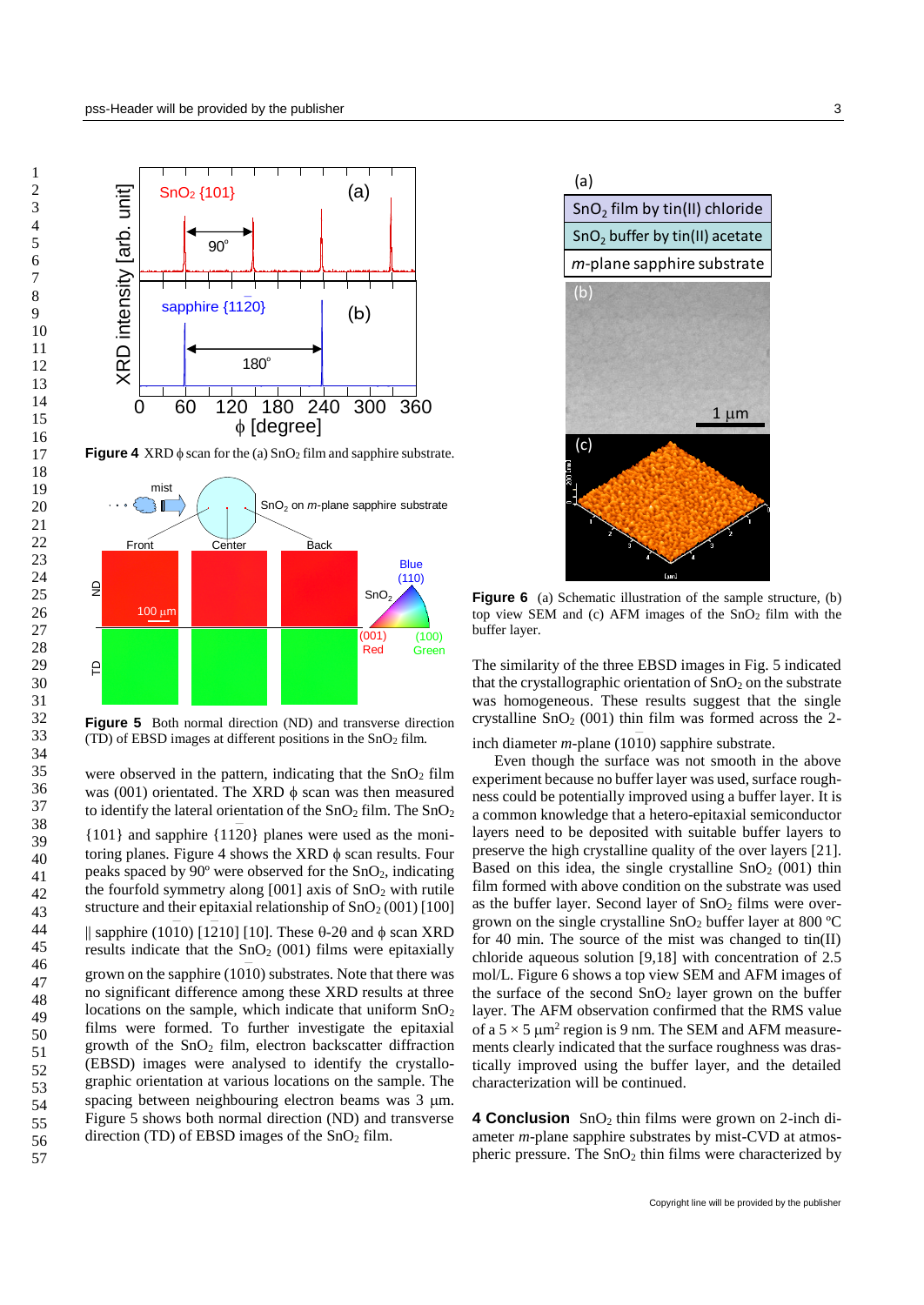**Figure 4** XRD ϕ scan for the (a) $SnO_2$ film and sapphire substrate.

**Figure 5** Both normal direction (ND) and transverse direction (TD) of EBSD images at different positions in the $SnO_2$ film.

were observed in the pattern, indicating that the $SnO_2$ film was (001) orientated. The XRD ϕ scan was then measured to identify the lateral orientation of the $SnO_2$ film. The $SnO_2$ {101} and sapphire {11$\bar{2}$0} planes were used as the monitoring planes. Figure 4 shows the XRD ϕ scan results. Four peaks spaced by 90º were observed for the $SnO_2$, indicating the fourfold symmetry along [001] axis of $SnO_2$ with rutile structure and their epitaxial relationship of $SnO_2$ (001) [100] || sapphire (10$\bar{1}$0) [$\bar{1}$2$\bar{1}$0] [10]. These θ-2θ and ϕ scan XRD results indicate that the $SnO_2$ (001) films were epitaxially grown on the sapphire (10$\bar{1}$0) substrates. Note that there was no significant difference among these XRD results at three locations on the sample, which indicate that uniform $SnO_2$ films were formed. To further investigate the epitaxial growth of the $SnO_2$ film, electron backscatter diffraction (EBSD) images were analysed to identify the crystallographic orientation at various locations on the sample. The spacing between neighbouring electron beams was 3 µm. Figure 5 shows both normal direction (ND) and transverse direction (TD) of EBSD images of the $SnO_2$ film.

**Figure 6** (a) Schematic illustration of the sample structure, (b) top view SEM and (c) AFM images of the $SnO_2$ film with the buffer layer.

The similarity of the three EBSD images in Fig. 5 indicated that the crystallographic orientation of $SnO_2$ on the substrate was homogeneous. These results suggest that the single crystalline $SnO_2$ (001) thin film was formed across the 2-inch diameter *m*-plane (10$\bar{1}$0) sapphire substrate.

Even though the surface was not smooth in the above experiment because no buffer layer was used, surface roughness could be potentially improved using a buffer layer. It is a common knowledge that a hetero-epitaxial semiconductor layers need to be deposited with suitable buffer layers to preserve the high crystalline quality of the over layers [21]. Based on this idea, the single crystalline $SnO_2$ (001) thin film formed with above condition on the substrate was used as the buffer layer. Second layer of $SnO_2$ films were overgrown on the single crystalline $SnO_2$ buffer layer at 800 ºC for 40 min. The source of the mist was changed to tin(II) chloride aqueous solution [9,18] with concentration of 2.5 mol/L. Figure 6 shows a top view SEM and AFM images of the surface of the second $SnO_2$ layer grown on the buffer layer. The AFM observation confirmed that the RMS value of a 5 × 5 µm$^2$ region is 9 nm. The SEM and AFM measurements clearly indicated that the surface roughness was drastically improved using the buffer layer, and the detailed characterization will be continued.

## 4 Conclusion

$SnO_2$ thin films were grown on 2-inch diameter *m*-plane sapphire substrates by mist-CVD at atmospheric pressure. The $SnO_2$ thin films were characterized by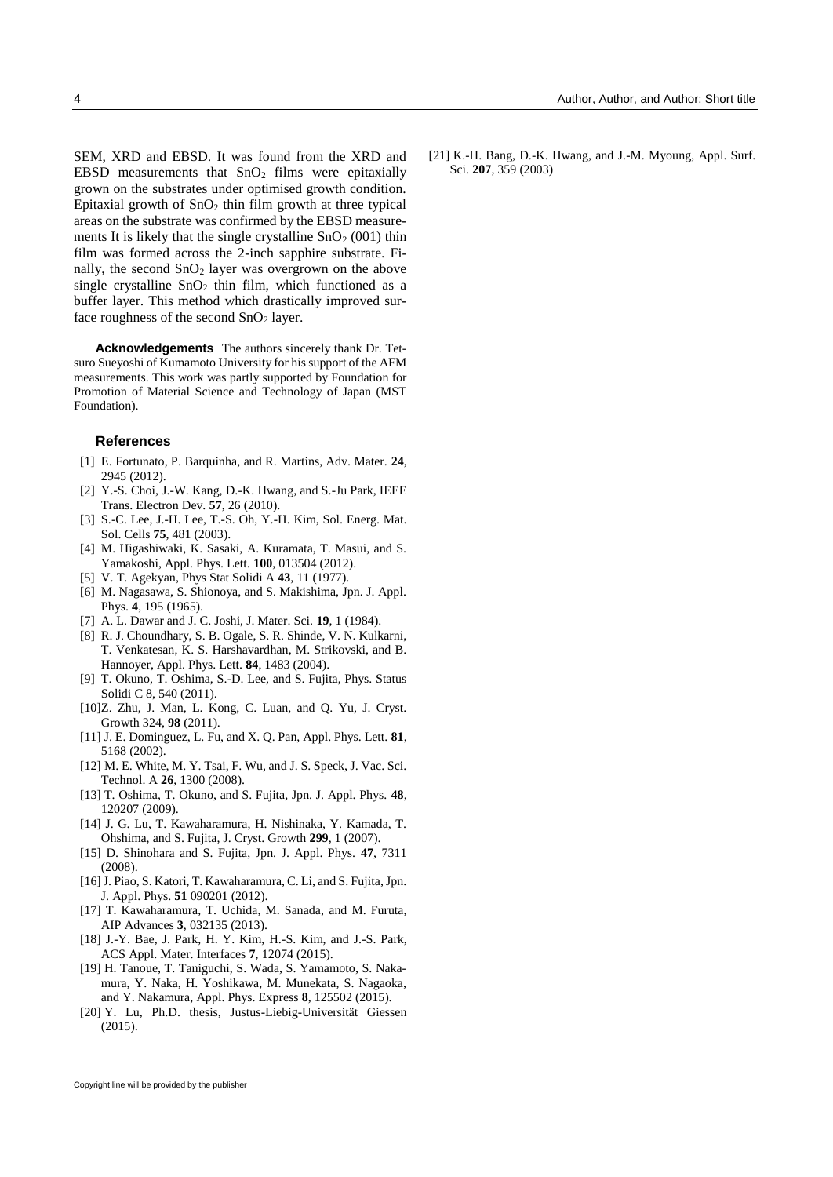SEM, XRD and EBSD. It was found from the XRD and EBSD measurements that $SnO_2$ films were epitaxially grown on the substrates under optimised growth condition. Epitaxial growth of $SnO_2$ thin film growth at three typical areas on the substrate was confirmed by the EBSD measurements It is likely that the single crystalline $SnO_2$ (001) thin film was formed across the 2-inch sapphire substrate. Finally, the second $SnO_2$ layer was overgrown on the above single crystalline $SnO_2$ thin film, which functioned as a buffer layer. This method which drastically improved surface roughness of the second $SnO_2$ layer.

**Acknowledgements** The authors sincerely thank Dr. Tetsuro Sueyoshi of Kumamoto University for his support of the AFM measurements. This work was partly supported by Foundation for Promotion of Material Science and Technology of Japan (MST Foundation).

## References

[1] E. Fortunato, P. Barquinha, and R. Martins, Adv. Mater. **24**, 2945 (2012).

[2] Y.-S. Choi, J.-W. Kang, D.-K. Hwang, and S.-Ju Park, IEEE Trans. Electron Dev. **57**, 26 (2010).

[3] S.-C. Lee, J.-H. Lee, T.-S. Oh, Y.-H. Kim, Sol. Energ. Mat. Sol. Cells **75**, 481 (2003).

[4] M. Higashiwaki, K. Sasaki, A. Kuramata, T. Masui, and S. Yamakoshi, Appl. Phys. Lett. **100**, 013504 (2012).

[5] V. T. Agekyan, Phys Stat Solidi A **43**, 11 (1977).

[6] M. Nagasawa, S. Shionoya, and S. Makishima, Jpn. J. Appl. Phys. **4**, 195 (1965).

[7] A. L. Dawar and J. C. Joshi, J. Mater. Sci. **19**, 1 (1984).

[8] R. J. Choundhary, S. B. Ogale, S. R. Shinde, V. N. Kulkarni, T. Venkatesan, K. S. Harshavardhan, M. Strikovski, and B. Hannoyer, Appl. Phys. Lett. **84**, 1483 (2004).

[9] T. Okuno, T. Oshima, S.-D. Lee, and S. Fujita, Phys. Status Solidi C 8, 540 (2011).

[10]Z. Zhu, J. Man, L. Kong, C. Luan, and Q. Yu, J. Cryst. Growth 324, **98** (2011).

[11] J. E. Dominguez, L. Fu, and X. Q. Pan, Appl. Phys. Lett. **81**, 5168 (2002).

[12] M. E. White, M. Y. Tsai, F. Wu, and J. S. Speck, J. Vac. Sci. Technol. A **26**, 1300 (2008).

[13] T. Oshima, T. Okuno, and S. Fujita, Jpn. J. Appl. Phys. **48**, 120207 (2009).

[14] J. G. Lu, T. Kawaharamura, H. Nishinaka, Y. Kamada, T. Ohshima, and S. Fujita, J. Cryst. Growth **299**, 1 (2007).

[15] D. Shinohara and S. Fujita, Jpn. J. Appl. Phys. **47**, 7311 (2008).

[16] J. Piao, S. Katori, T. Kawaharamura, C. Li, and S. Fujita, Jpn. J. Appl. Phys. **51** 090201 (2012).

[17] T. Kawaharamura, T. Uchida, M. Sanada, and M. Furuta, AIP Advances **3**, 032135 (2013).

[18] J.-Y. Bae, J. Park, H. Y. Kim, H.-S. Kim, and J.-S. Park, ACS Appl. Mater. Interfaces **7**, 12074 (2015).

[19] H. Tanoue, T. Taniguchi, S. Wada, S. Yamamoto, S. Nakamura, Y. Naka, H. Yoshikawa, M. Munekata, S. Nagaoka, and Y. Nakamura, Appl. Phys. Express **8**, 125502 (2015).

[20] Y. Lu, Ph.D. thesis, Justus-Liebig-Universität Giessen (2015).

[21] K.-H. Bang, D.-K. Hwang, and J.-M. Myoung, Appl. Surf. Sci. **207**, 359 (2003)